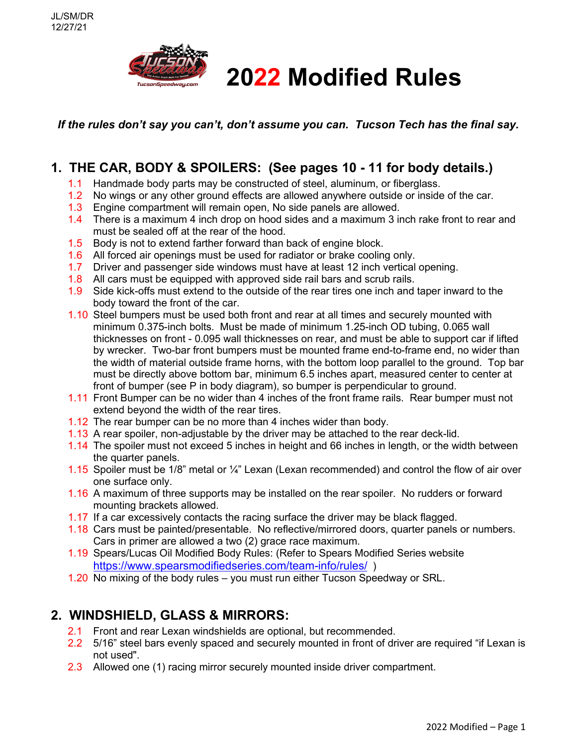JL/SM/DR
12/27/21

# 2022 Modified Rules

***If the rules don't say you can't, don't assume you can. Tucson Tech has the final say.***

## 1. THE CAR, BODY & SPOILERS: (See pages 10 - 11 for body details.)

1.1 Handmade body parts may be constructed of steel, aluminum, or fiberglass.
1.2 No wings or any other ground effects are allowed anywhere outside or inside of the car.
1.3 Engine compartment will remain open, No side panels are allowed.
1.4 There is a maximum 4 inch drop on hood sides and a maximum 3 inch rake front to rear and must be sealed off at the rear of the hood.
1.5 Body is not to extend farther forward than back of engine block.
1.6 All forced air openings must be used for radiator or brake cooling only.
1.7 Driver and passenger side windows must have at least 12 inch vertical opening.
1.8 All cars must be equipped with approved side rail bars and scrub rails.
1.9 Side kick-offs must extend to the outside of the rear tires one inch and taper inward to the body toward the front of the car.
1.10 Steel bumpers must be used both front and rear at all times and securely mounted with minimum 0.375-inch bolts. Must be made of minimum 1.25-inch OD tubing, 0.065 wall thicknesses on front - 0.095 wall thicknesses on rear, and must be able to support car if lifted by wrecker. Two-bar front bumpers must be mounted frame end-to-frame end, no wider than the width of material outside frame horns, with the bottom loop parallel to the ground. Top bar must be directly above bottom bar, minimum 6.5 inches apart, measured center to center at front of bumper (see P in body diagram), so bumper is perpendicular to ground.
1.11 Front Bumper can be no wider than 4 inches of the front frame rails. Rear bumper must not extend beyond the width of the rear tires.
1.12 The rear bumper can be no more than 4 inches wider than body.
1.13 A rear spoiler, non-adjustable by the driver may be attached to the rear deck-lid.
1.14 The spoiler must not exceed 5 inches in height and 66 inches in length, or the width between the quarter panels.
1.15 Spoiler must be 1/8" metal or ¼" Lexan (Lexan recommended) and control the flow of air over one surface only.
1.16 A maximum of three supports may be installed on the rear spoiler. No rudders or forward mounting brackets allowed.
1.17 If a car excessively contacts the racing surface the driver may be black flagged.
1.18 Cars must be painted/presentable. No reflective/mirrored doors, quarter panels or numbers. Cars in primer are allowed a two (2) grace race maximum.
1.19 Spears/Lucas Oil Modified Body Rules: (Refer to Spears Modified Series website https://www.spearsmodifiedseries.com/team-info/rules/ )
1.20 No mixing of the body rules – you must run either Tucson Speedway or SRL.

## 2. WINDSHIELD, GLASS & MIRRORS:

2.1 Front and rear Lexan windshields are optional, but recommended.
2.2 5/16" steel bars evenly spaced and securely mounted in front of driver are required "if Lexan is not used".
2.3 Allowed one (1) racing mirror securely mounted inside driver compartment.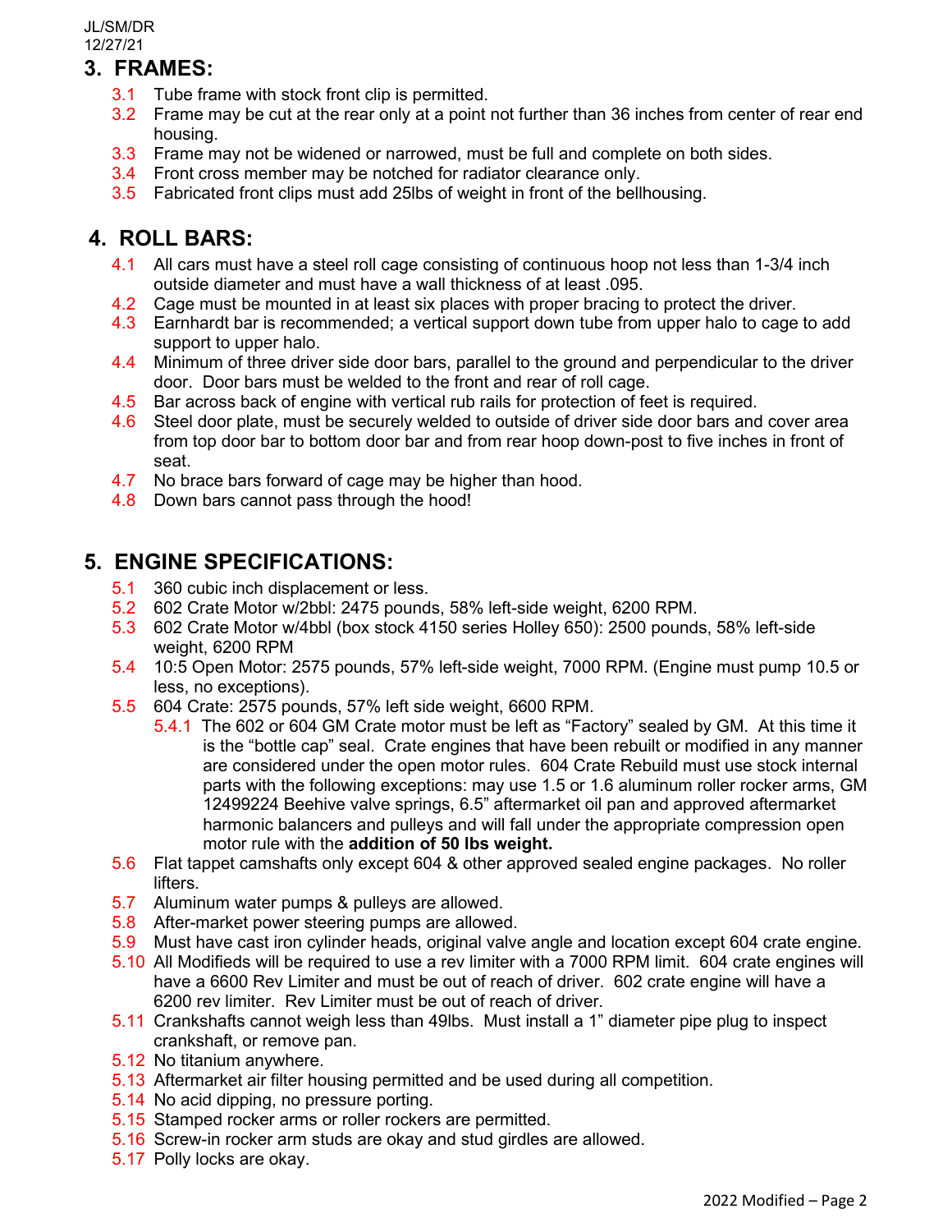## 3. FRAMES:

3.1 Tube frame with stock front clip is permitted.
3.2 Frame may be cut at the rear only at a point not further than 36 inches from center of rear end housing.
3.3 Frame may not be widened or narrowed, must be full and complete on both sides.
3.4 Front cross member may be notched for radiator clearance only.
3.5 Fabricated front clips must add 25lbs of weight in front of the bellhousing.

## 4. ROLL BARS:

4.1 All cars must have a steel roll cage consisting of continuous hoop not less than 1-3/4 inch outside diameter and must have a wall thickness of at least .095.
4.2 Cage must be mounted in at least six places with proper bracing to protect the driver.
4.3 Earnhardt bar is recommended; a vertical support down tube from upper halo to cage to add support to upper halo.
4.4 Minimum of three driver side door bars, parallel to the ground and perpendicular to the driver door. Door bars must be welded to the front and rear of roll cage.
4.5 Bar across back of engine with vertical rub rails for protection of feet is required.
4.6 Steel door plate, must be securely welded to outside of driver side door bars and cover area from top door bar to bottom door bar and from rear hoop down-post to five inches in front of seat.
4.7 No brace bars forward of cage may be higher than hood.
4.8 Down bars cannot pass through the hood!

## 5. ENGINE SPECIFICATIONS:

5.1 360 cubic inch displacement or less.
5.2 602 Crate Motor w/2bbl: 2475 pounds, 58% left-side weight, 6200 RPM.
5.3 602 Crate Motor w/4bbl (box stock 4150 series Holley 650): 2500 pounds, 58% left-side weight, 6200 RPM
5.4 10:5 Open Motor: 2575 pounds, 57% left-side weight, 7000 RPM. (Engine must pump 10.5 or less, no exceptions).
5.5 604 Crate: 2575 pounds, 57% left side weight, 6600 RPM.
  5.4.1 The 602 or 604 GM Crate motor must be left as "Factory" sealed by GM. At this time it is the "bottle cap" seal. Crate engines that have been rebuilt or modified in any manner are considered under the open motor rules. 604 Crate Rebuild must use stock internal parts with the following exceptions: may use 1.5 or 1.6 aluminum roller rocker arms, GM 12499224 Beehive valve springs, 6.5" aftermarket oil pan and approved aftermarket harmonic balancers and pulleys and will fall under the appropriate compression open motor rule with the **addition of 50 lbs weight.**
5.6 Flat tappet camshafts only except 604 & other approved sealed engine packages. No roller lifters.
5.7 Aluminum water pumps & pulleys are allowed.
5.8 After-market power steering pumps are allowed.
5.9 Must have cast iron cylinder heads, original valve angle and location except 604 crate engine.
5.10 All Modifieds will be required to use a rev limiter with a 7000 RPM limit. 604 crate engines will have a 6600 Rev Limiter and must be out of reach of driver. 602 crate engine will have a 6200 rev limiter. Rev Limiter must be out of reach of driver.
5.11 Crankshafts cannot weigh less than 49lbs. Must install a 1" diameter pipe plug to inspect crankshaft, or remove pan.
5.12 No titanium anywhere.
5.13 Aftermarket air filter housing permitted and be used during all competition.
5.14 No acid dipping, no pressure porting.
5.15 Stamped rocker arms or roller rockers are permitted.
5.16 Screw-in rocker arm studs are okay and stud girdles are allowed.
5.17 Polly locks are okay.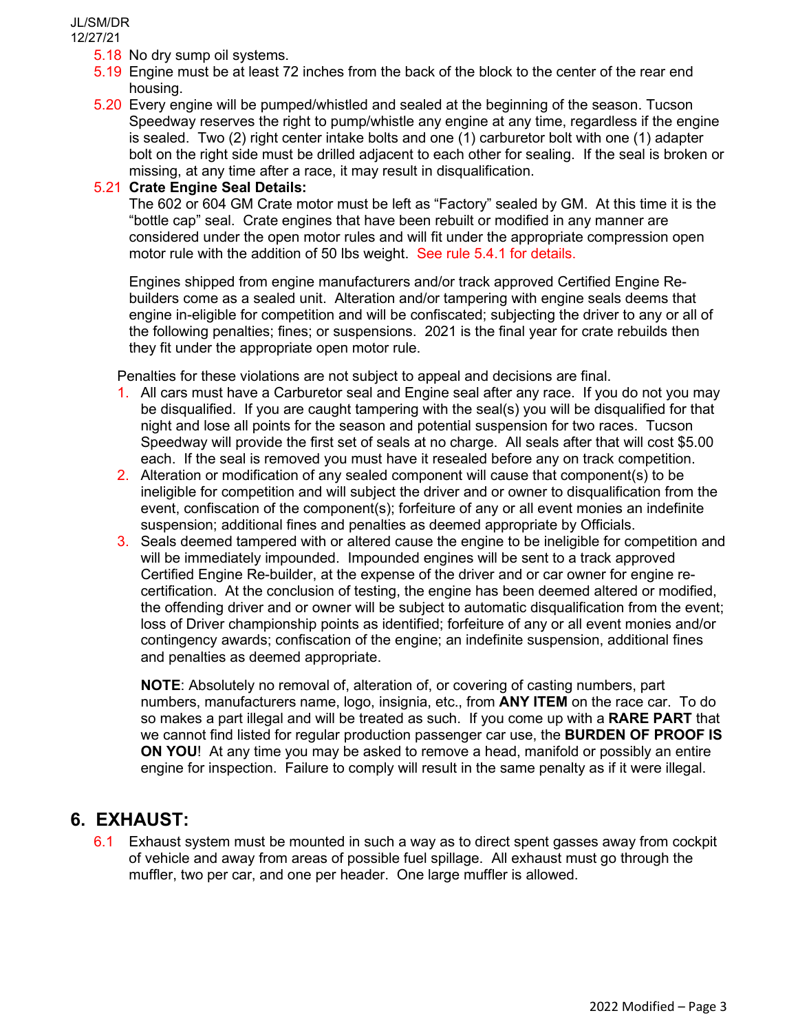5.18 No dry sump oil systems.

5.19 Engine must be at least 72 inches from the back of the block to the center of the rear end housing.

5.20 Every engine will be pumped/whistled and sealed at the beginning of the season. Tucson Speedway reserves the right to pump/whistle any engine at any time, regardless if the engine is sealed. Two (2) right center intake bolts and one (1) carburetor bolt with one (1) adapter bolt on the right side must be drilled adjacent to each other for sealing. If the seal is broken or missing, at any time after a race, it may result in disqualification.

5.21 **Crate Engine Seal Details:**

The 602 or 604 GM Crate motor must be left as "Factory" sealed by GM. At this time it is the "bottle cap" seal. Crate engines that have been rebuilt or modified in any manner are considered under the open motor rules and will fit under the appropriate compression open motor rule with the addition of 50 lbs weight. See rule 5.4.1 for details.

Engines shipped from engine manufacturers and/or track approved Certified Engine Re-builders come as a sealed unit. Alteration and/or tampering with engine seals deems that engine in-eligible for competition and will be confiscated; subjecting the driver to any or all of the following penalties; fines; or suspensions. 2021 is the final year for crate rebuilds then they fit under the appropriate open motor rule.

Penalties for these violations are not subject to appeal and decisions are final.

1. All cars must have a Carburetor seal and Engine seal after any race. If you do not you may be disqualified. If you are caught tampering with the seal(s) you will be disqualified for that night and lose all points for the season and potential suspension for two races. Tucson Speedway will provide the first set of seals at no charge. All seals after that will cost $5.00 each. If the seal is removed you must have it resealed before any on track competition.
2. Alteration or modification of any sealed component will cause that component(s) to be ineligible for competition and will subject the driver and or owner to disqualification from the event, confiscation of the component(s); forfeiture of any or all event monies an indefinite suspension; additional fines and penalties as deemed appropriate by Officials.
3. Seals deemed tampered with or altered cause the engine to be ineligible for competition and will be immediately impounded. Impounded engines will be sent to a track approved Certified Engine Re-builder, at the expense of the driver and or car owner for engine re-certification. At the conclusion of testing, the engine has been deemed altered or modified, the offending driver and or owner will be subject to automatic disqualification from the event; loss of Driver championship points as identified; forfeiture of any or all event monies and/or contingency awards; confiscation of the engine; an indefinite suspension, additional fines and penalties as deemed appropriate.

**NOTE**: Absolutely no removal of, alteration of, or covering of casting numbers, part numbers, manufacturers name, logo, insignia, etc., from **ANY ITEM** on the race car. To do so makes a part illegal and will be treated as such. If you come up with a **RARE PART** that we cannot find listed for regular production passenger car use, the **BURDEN OF PROOF IS ON YOU**! At any time you may be asked to remove a head, manifold or possibly an entire engine for inspection. Failure to comply will result in the same penalty as if it were illegal.

## 6. EXHAUST:

6.1 Exhaust system must be mounted in such a way as to direct spent gasses away from cockpit of vehicle and away from areas of possible fuel spillage. All exhaust must go through the muffler, two per car, and one per header. One large muffler is allowed.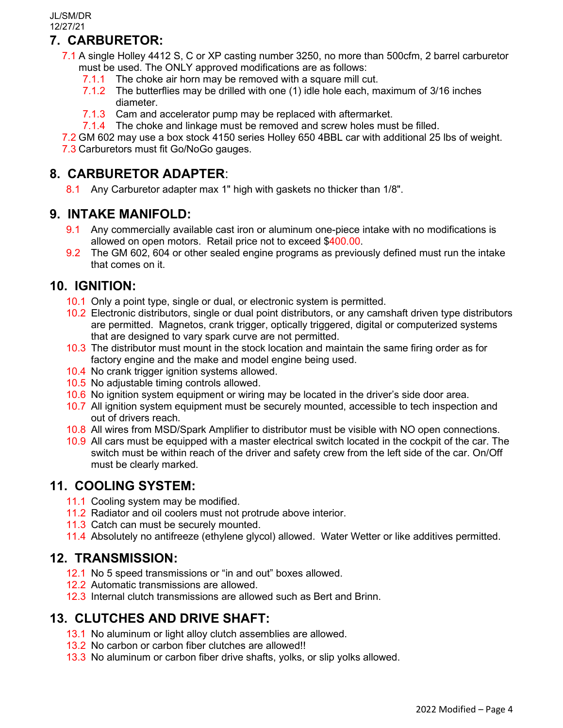JL/SM/DR
12/27/21

## 7. CARBURETOR:

7.1 A single Holley 4412 S, C or XP casting number 3250, no more than 500cfm, 2 barrel carburetor must be used. The ONLY approved modifications are as follows:

- 7.1.1 The choke air horn may be removed with a square mill cut.
- 7.1.2 The butterflies may be drilled with one (1) idle hole each, maximum of 3/16 inches diameter.
- 7.1.3 Cam and accelerator pump may be replaced with aftermarket.
- 7.1.4 The choke and linkage must be removed and screw holes must be filled.

7.2 GM 602 may use a box stock 4150 series Holley 650 4BBL car with additional 25 lbs of weight.

7.3 Carburetors must fit Go/NoGo gauges.

## 8. CARBURETOR ADAPTER:

8.1 Any Carburetor adapter max 1" high with gaskets no thicker than 1/8".

## 9. INTAKE MANIFOLD:

9.1 Any commercially available cast iron or aluminum one-piece intake with no modifications is allowed on open motors. Retail price not to exceed $400.00.

9.2 The GM 602, 604 or other sealed engine programs as previously defined must run the intake that comes on it.

## 10. IGNITION:

10.1 Only a point type, single or dual, or electronic system is permitted.

10.2 Electronic distributors, single or dual point distributors, or any camshaft driven type distributors are permitted. Magnetos, crank trigger, optically triggered, digital or computerized systems that are designed to vary spark curve are not permitted.

10.3 The distributor must mount in the stock location and maintain the same firing order as for factory engine and the make and model engine being used.

10.4 No crank trigger ignition systems allowed.

10.5 No adjustable timing controls allowed.

10.6 No ignition system equipment or wiring may be located in the driver's side door area.

10.7 All ignition system equipment must be securely mounted, accessible to tech inspection and out of drivers reach.

10.8 All wires from MSD/Spark Amplifier to distributor must be visible with NO open connections.

10.9 All cars must be equipped with a master electrical switch located in the cockpit of the car. The switch must be within reach of the driver and safety crew from the left side of the car. On/Off must be clearly marked.

## 11. COOLING SYSTEM:

11.1 Cooling system may be modified.

11.2 Radiator and oil coolers must not protrude above interior.

11.3 Catch can must be securely mounted.

11.4 Absolutely no antifreeze (ethylene glycol) allowed. Water Wetter or like additives permitted.

## 12. TRANSMISSION:

12.1 No 5 speed transmissions or "in and out" boxes allowed.

12.2 Automatic transmissions are allowed.

12.3 Internal clutch transmissions are allowed such as Bert and Brinn.

## 13. CLUTCHES AND DRIVE SHAFT:

13.1 No aluminum or light alloy clutch assemblies are allowed.

13.2 No carbon or carbon fiber clutches are allowed!!

13.3 No aluminum or carbon fiber drive shafts, yolks, or slip yolks allowed.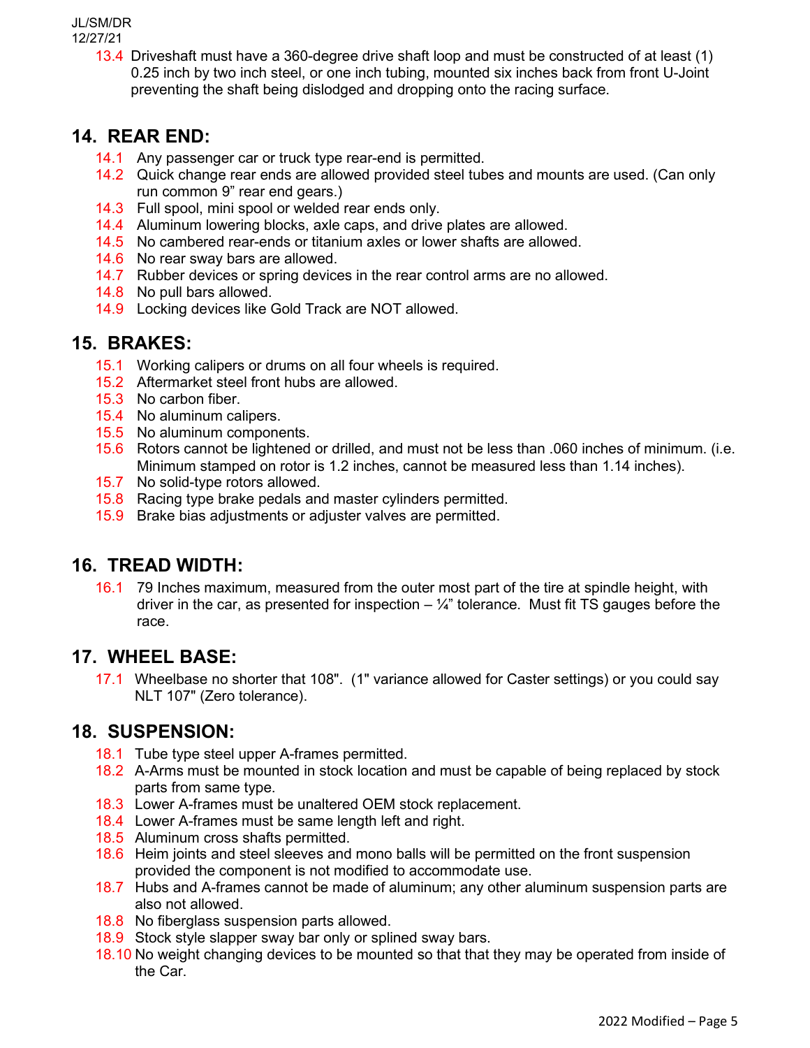13.4 Driveshaft must have a 360-degree drive shaft loop and must be constructed of at least (1) 0.25 inch by two inch steel, or one inch tubing, mounted six inches back from front U-Joint preventing the shaft being dislodged and dropping onto the racing surface.

## 14. REAR END:

14.1 Any passenger car or truck type rear-end is permitted.
14.2 Quick change rear ends are allowed provided steel tubes and mounts are used. (Can only run common 9" rear end gears.)
14.3 Full spool, mini spool or welded rear ends only.
14.4 Aluminum lowering blocks, axle caps, and drive plates are allowed.
14.5 No cambered rear-ends or titanium axles or lower shafts are allowed.
14.6 No rear sway bars are allowed.
14.7 Rubber devices or spring devices in the rear control arms are no allowed.
14.8 No pull bars allowed.
14.9 Locking devices like Gold Track are NOT allowed.

## 15. BRAKES:

15.1 Working calipers or drums on all four wheels is required.
15.2 Aftermarket steel front hubs are allowed.
15.3 No carbon fiber.
15.4 No aluminum calipers.
15.5 No aluminum components.
15.6 Rotors cannot be lightened or drilled, and must not be less than .060 inches of minimum. (i.e. Minimum stamped on rotor is 1.2 inches, cannot be measured less than 1.14 inches).
15.7 No solid-type rotors allowed.
15.8 Racing type brake pedals and master cylinders permitted.
15.9 Brake bias adjustments or adjuster valves are permitted.

## 16. TREAD WIDTH:

16.1 79 Inches maximum, measured from the outer most part of the tire at spindle height, with driver in the car, as presented for inspection – ¼" tolerance. Must fit TS gauges before the race.

## 17. WHEEL BASE:

17.1 Wheelbase no shorter that 108". (1" variance allowed for Caster settings) or you could say NLT 107" (Zero tolerance).

## 18. SUSPENSION:

18.1 Tube type steel upper A-frames permitted.
18.2 A-Arms must be mounted in stock location and must be capable of being replaced by stock parts from same type.
18.3 Lower A-frames must be unaltered OEM stock replacement.
18.4 Lower A-frames must be same length left and right.
18.5 Aluminum cross shafts permitted.
18.6 Heim joints and steel sleeves and mono balls will be permitted on the front suspension provided the component is not modified to accommodate use.
18.7 Hubs and A-frames cannot be made of aluminum; any other aluminum suspension parts are also not allowed.
18.8 No fiberglass suspension parts allowed.
18.9 Stock style slapper sway bar only or splined sway bars.
18.10 No weight changing devices to be mounted so that that they may be operated from inside of the Car.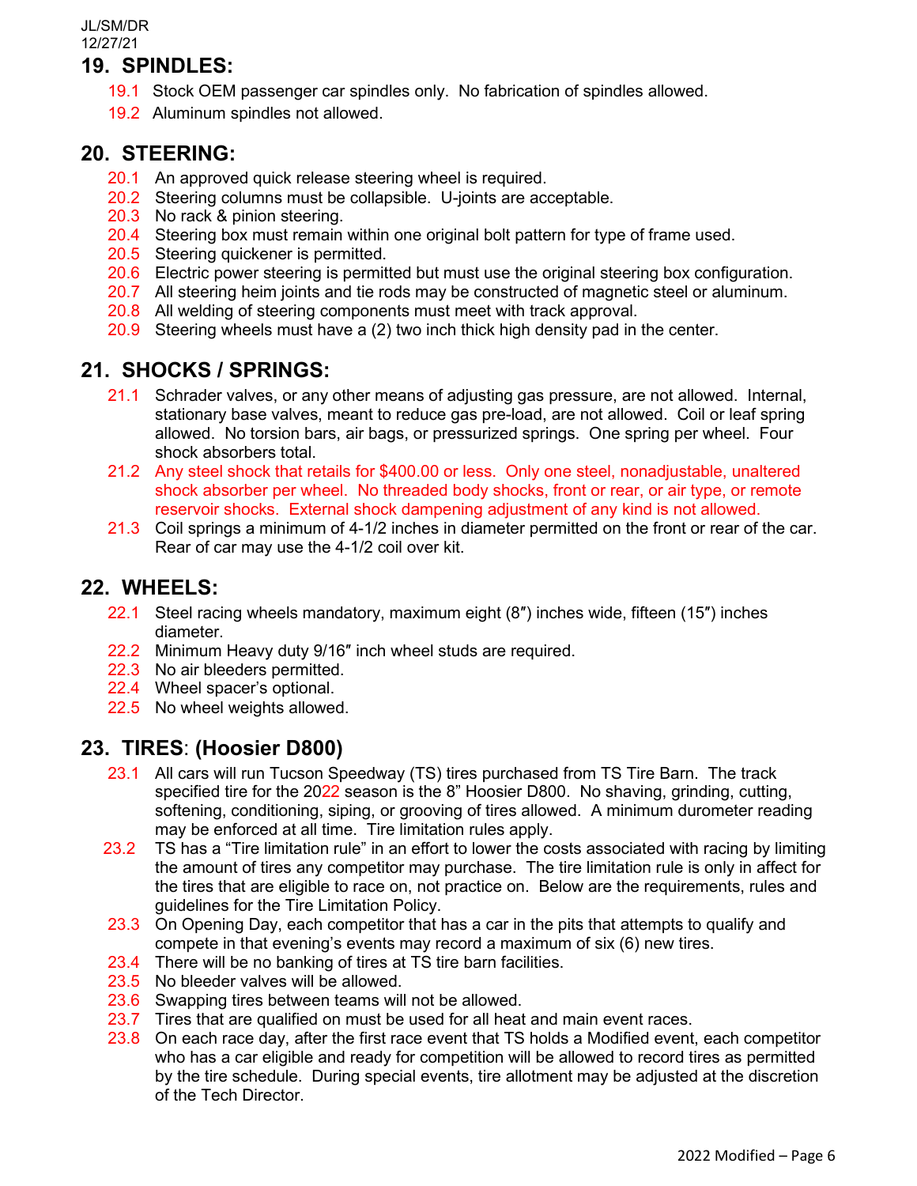## 19. SPINDLES:

19.1 Stock OEM passenger car spindles only. No fabrication of spindles allowed.

19.2 Aluminum spindles not allowed.

## 20. STEERING:

20.1 An approved quick release steering wheel is required.

20.2 Steering columns must be collapsible. U-joints are acceptable.

20.3 No rack & pinion steering.

20.4 Steering box must remain within one original bolt pattern for type of frame used.

20.5 Steering quickener is permitted.

20.6 Electric power steering is permitted but must use the original steering box configuration.

20.7 All steering heim joints and tie rods may be constructed of magnetic steel or aluminum.

20.8 All welding of steering components must meet with track approval.

20.9 Steering wheels must have a (2) two inch thick high density pad in the center.

## 21. SHOCKS / SPRINGS:

21.1 Schrader valves, or any other means of adjusting gas pressure, are not allowed. Internal, stationary base valves, meant to reduce gas pre-load, are not allowed. Coil or leaf spring allowed. No torsion bars, air bags, or pressurized springs. One spring per wheel. Four shock absorbers total.

21.2 Any steel shock that retails for $400.00 or less. Only one steel, nonadjustable, unaltered shock absorber per wheel. No threaded body shocks, front or rear, or air type, or remote reservoir shocks. External shock dampening adjustment of any kind is not allowed.

21.3 Coil springs a minimum of 4-1/2 inches in diameter permitted on the front or rear of the car. Rear of car may use the 4-1/2 coil over kit.

## 22. WHEELS:

22.1 Steel racing wheels mandatory, maximum eight (8″) inches wide, fifteen (15″) inches diameter.

22.2 Minimum Heavy duty 9/16″ inch wheel studs are required.

22.3 No air bleeders permitted.

22.4 Wheel spacer's optional.

22.5 No wheel weights allowed.

## 23. TIRES: (Hoosier D800)

23.1 All cars will run Tucson Speedway (TS) tires purchased from TS Tire Barn. The track specified tire for the 2022 season is the 8" Hoosier D800. No shaving, grinding, cutting, softening, conditioning, siping, or grooving of tires allowed. A minimum durometer reading may be enforced at all time. Tire limitation rules apply.

23.2 TS has a "Tire limitation rule" in an effort to lower the costs associated with racing by limiting the amount of tires any competitor may purchase. The tire limitation rule is only in affect for the tires that are eligible to race on, not practice on. Below are the requirements, rules and guidelines for the Tire Limitation Policy.

23.3 On Opening Day, each competitor that has a car in the pits that attempts to qualify and compete in that evening's events may record a maximum of six (6) new tires.

23.4 There will be no banking of tires at TS tire barn facilities.

23.5 No bleeder valves will be allowed.

23.6 Swapping tires between teams will not be allowed.

23.7 Tires that are qualified on must be used for all heat and main event races.

23.8 On each race day, after the first race event that TS holds a Modified event, each competitor who has a car eligible and ready for competition will be allowed to record tires as permitted by the tire schedule. During special events, tire allotment may be adjusted at the discretion of the Tech Director.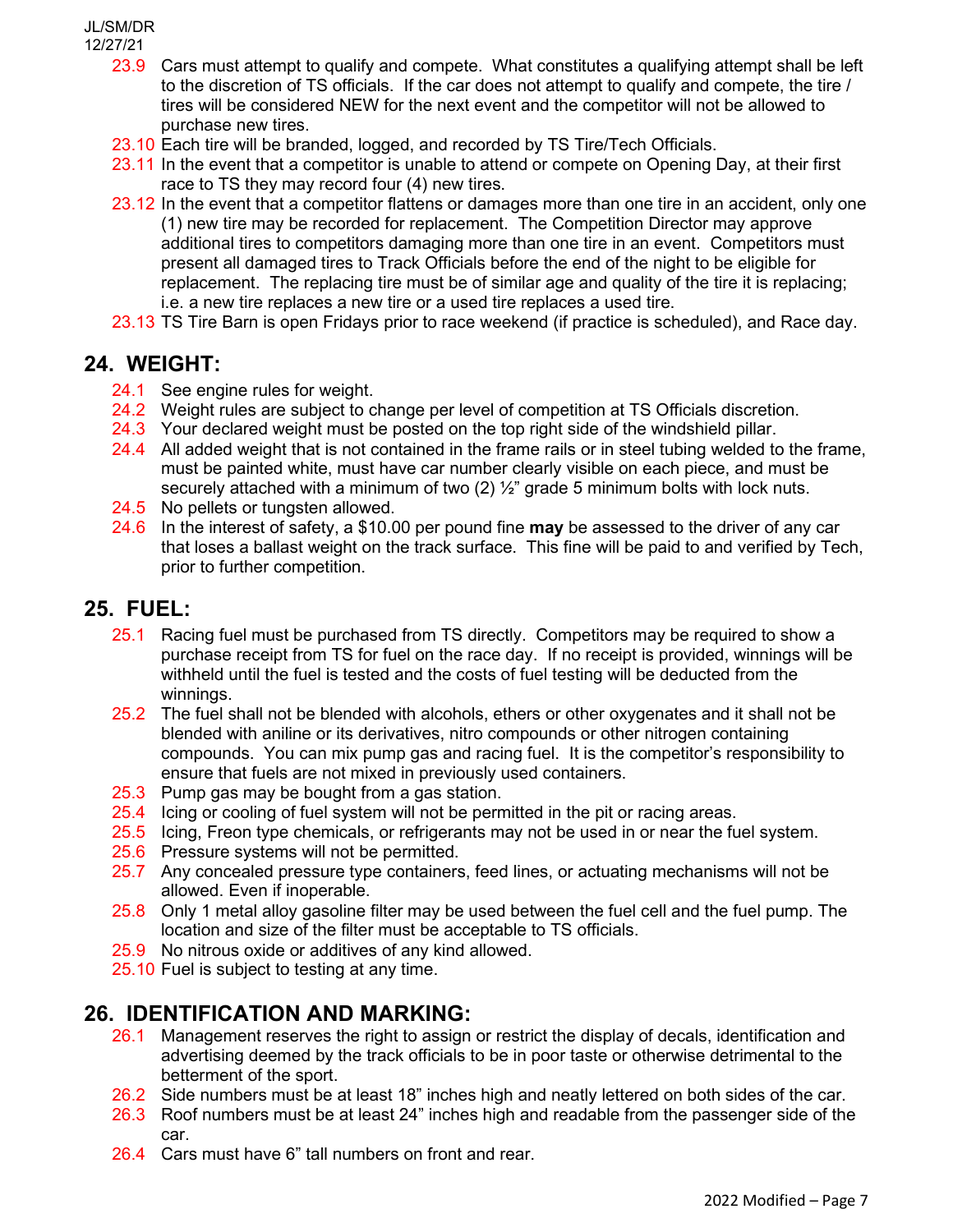- 23.9 Cars must attempt to qualify and compete. What constitutes a qualifying attempt shall be left to the discretion of TS officials. If the car does not attempt to qualify and compete, the tire / tires will be considered NEW for the next event and the competitor will not be allowed to purchase new tires.
- 23.10 Each tire will be branded, logged, and recorded by TS Tire/Tech Officials.
- 23.11 In the event that a competitor is unable to attend or compete on Opening Day, at their first race to TS they may record four (4) new tires.
- 23.12 In the event that a competitor flattens or damages more than one tire in an accident, only one (1) new tire may be recorded for replacement. The Competition Director may approve additional tires to competitors damaging more than one tire in an event. Competitors must present all damaged tires to Track Officials before the end of the night to be eligible for replacement. The replacing tire must be of similar age and quality of the tire it is replacing; i.e. a new tire replaces a new tire or a used tire replaces a used tire.
- 23.13 TS Tire Barn is open Fridays prior to race weekend (if practice is scheduled), and Race day.

## 24. WEIGHT:

- 24.1 See engine rules for weight.
- 24.2 Weight rules are subject to change per level of competition at TS Officials discretion.
- 24.3 Your declared weight must be posted on the top right side of the windshield pillar.
- 24.4 All added weight that is not contained in the frame rails or in steel tubing welded to the frame, must be painted white, must have car number clearly visible on each piece, and must be securely attached with a minimum of two (2) ½" grade 5 minimum bolts with lock nuts.
- 24.5 No pellets or tungsten allowed.
- 24.6 In the interest of safety, a $10.00 per pound fine **may** be assessed to the driver of any car that loses a ballast weight on the track surface. This fine will be paid to and verified by Tech, prior to further competition.

## 25. FUEL:

- 25.1 Racing fuel must be purchased from TS directly. Competitors may be required to show a purchase receipt from TS for fuel on the race day. If no receipt is provided, winnings will be withheld until the fuel is tested and the costs of fuel testing will be deducted from the winnings.
- 25.2 The fuel shall not be blended with alcohols, ethers or other oxygenates and it shall not be blended with aniline or its derivatives, nitro compounds or other nitrogen containing compounds. You can mix pump gas and racing fuel. It is the competitor's responsibility to ensure that fuels are not mixed in previously used containers.
- 25.3 Pump gas may be bought from a gas station.
- 25.4 Icing or cooling of fuel system will not be permitted in the pit or racing areas.
- 25.5 Icing, Freon type chemicals, or refrigerants may not be used in or near the fuel system.
- 25.6 Pressure systems will not be permitted.
- 25.7 Any concealed pressure type containers, feed lines, or actuating mechanisms will not be allowed. Even if inoperable.
- 25.8 Only 1 metal alloy gasoline filter may be used between the fuel cell and the fuel pump. The location and size of the filter must be acceptable to TS officials.
- 25.9 No nitrous oxide or additives of any kind allowed.
- 25.10 Fuel is subject to testing at any time.

## 26. IDENTIFICATION AND MARKING:

- 26.1 Management reserves the right to assign or restrict the display of decals, identification and advertising deemed by the track officials to be in poor taste or otherwise detrimental to the betterment of the sport.
- 26.2 Side numbers must be at least 18" inches high and neatly lettered on both sides of the car.
- 26.3 Roof numbers must be at least 24" inches high and readable from the passenger side of the car.
- 26.4 Cars must have 6" tall numbers on front and rear.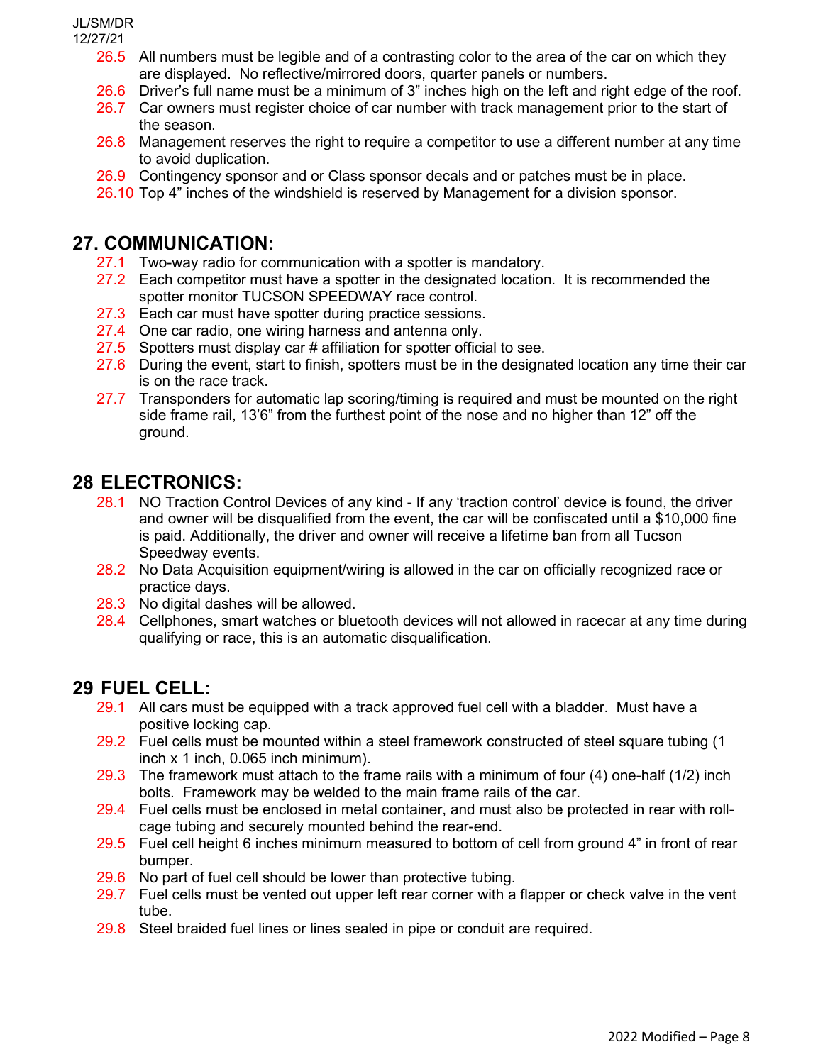- 26.5 All numbers must be legible and of a contrasting color to the area of the car on which they are displayed. No reflective/mirrored doors, quarter panels or numbers.
- 26.6 Driver's full name must be a minimum of 3" inches high on the left and right edge of the roof.
- 26.7 Car owners must register choice of car number with track management prior to the start of the season.
- 26.8 Management reserves the right to require a competitor to use a different number at any time to avoid duplication.
- 26.9 Contingency sponsor and or Class sponsor decals and or patches must be in place.
- 26.10 Top 4" inches of the windshield is reserved by Management for a division sponsor.

## 27. COMMUNICATION:

- 27.1 Two-way radio for communication with a spotter is mandatory.
- 27.2 Each competitor must have a spotter in the designated location. It is recommended the spotter monitor TUCSON SPEEDWAY race control.
- 27.3 Each car must have spotter during practice sessions.
- 27.4 One car radio, one wiring harness and antenna only.
- 27.5 Spotters must display car # affiliation for spotter official to see.
- 27.6 During the event, start to finish, spotters must be in the designated location any time their car is on the race track.
- 27.7 Transponders for automatic lap scoring/timing is required and must be mounted on the right side frame rail, 13'6" from the furthest point of the nose and no higher than 12" off the ground.

## 28 ELECTRONICS:

- 28.1 NO Traction Control Devices of any kind - If any 'traction control' device is found, the driver and owner will be disqualified from the event, the car will be confiscated until a $10,000 fine is paid. Additionally, the driver and owner will receive a lifetime ban from all Tucson Speedway events.
- 28.2 No Data Acquisition equipment/wiring is allowed in the car on officially recognized race or practice days.
- 28.3 No digital dashes will be allowed.
- 28.4 Cellphones, smart watches or bluetooth devices will not allowed in racecar at any time during qualifying or race, this is an automatic disqualification.

## 29 FUEL CELL:

- 29.1 All cars must be equipped with a track approved fuel cell with a bladder. Must have a positive locking cap.
- 29.2 Fuel cells must be mounted within a steel framework constructed of steel square tubing (1 inch x 1 inch, 0.065 inch minimum).
- 29.3 The framework must attach to the frame rails with a minimum of four (4) one-half (1/2) inch bolts. Framework may be welded to the main frame rails of the car.
- 29.4 Fuel cells must be enclosed in metal container, and must also be protected in rear with roll-cage tubing and securely mounted behind the rear-end.
- 29.5 Fuel cell height 6 inches minimum measured to bottom of cell from ground 4" in front of rear bumper.
- 29.6 No part of fuel cell should be lower than protective tubing.
- 29.7 Fuel cells must be vented out upper left rear corner with a flapper or check valve in the vent tube.
- 29.8 Steel braided fuel lines or lines sealed in pipe or conduit are required.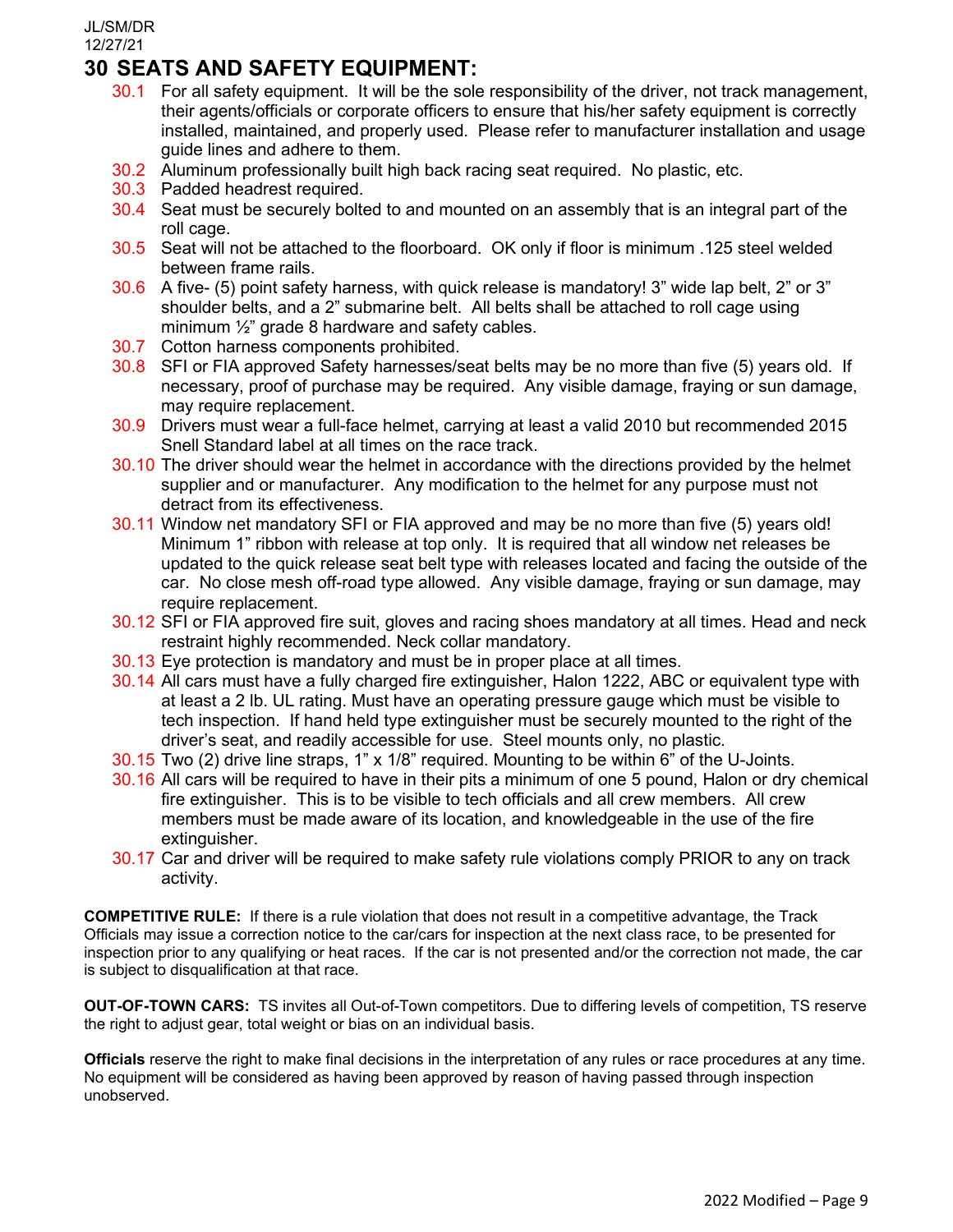JL/SM/DR
12/27/21

# 30 SEATS AND SAFETY EQUIPMENT:

30.1 For all safety equipment. It will be the sole responsibility of the driver, not track management, their agents/officials or corporate officers to ensure that his/her safety equipment is correctly installed, maintained, and properly used. Please refer to manufacturer installation and usage guide lines and adhere to them.

30.2 Aluminum professionally built high back racing seat required. No plastic, etc.

30.3 Padded headrest required.

30.4 Seat must be securely bolted to and mounted on an assembly that is an integral part of the roll cage.

30.5 Seat will not be attached to the floorboard. OK only if floor is minimum .125 steel welded between frame rails.

30.6 A five- (5) point safety harness, with quick release is mandatory! 3" wide lap belt, 2" or 3" shoulder belts, and a 2" submarine belt. All belts shall be attached to roll cage using minimum ½" grade 8 hardware and safety cables.

30.7 Cotton harness components prohibited.

30.8 SFI or FIA approved Safety harnesses/seat belts may be no more than five (5) years old. If necessary, proof of purchase may be required. Any visible damage, fraying or sun damage, may require replacement.

30.9 Drivers must wear a full-face helmet, carrying at least a valid 2010 but recommended 2015 Snell Standard label at all times on the race track.

30.10 The driver should wear the helmet in accordance with the directions provided by the helmet supplier and or manufacturer. Any modification to the helmet for any purpose must not detract from its effectiveness.

30.11 Window net mandatory SFI or FIA approved and may be no more than five (5) years old! Minimum 1" ribbon with release at top only. It is required that all window net releases be updated to the quick release seat belt type with releases located and facing the outside of the car. No close mesh off-road type allowed. Any visible damage, fraying or sun damage, may require replacement.

30.12 SFI or FIA approved fire suit, gloves and racing shoes mandatory at all times. Head and neck restraint highly recommended. Neck collar mandatory.

30.13 Eye protection is mandatory and must be in proper place at all times.

30.14 All cars must have a fully charged fire extinguisher, Halon 1222, ABC or equivalent type with at least a 2 lb. UL rating. Must have an operating pressure gauge which must be visible to tech inspection. If hand held type extinguisher must be securely mounted to the right of the driver's seat, and readily accessible for use. Steel mounts only, no plastic.

30.15 Two (2) drive line straps, 1" x 1/8" required. Mounting to be within 6" of the U-Joints.

30.16 All cars will be required to have in their pits a minimum of one 5 pound, Halon or dry chemical fire extinguisher. This is to be visible to tech officials and all crew members. All crew members must be made aware of its location, and knowledgeable in the use of the fire extinguisher.

30.17 Car and driver will be required to make safety rule violations comply PRIOR to any on track activity.

**COMPETITIVE RULE:** If there is a rule violation that does not result in a competitive advantage, the Track Officials may issue a correction notice to the car/cars for inspection at the next class race, to be presented for inspection prior to any qualifying or heat races. If the car is not presented and/or the correction not made, the car is subject to disqualification at that race.

**OUT-OF-TOWN CARS:** TS invites all Out-of-Town competitors. Due to differing levels of competition, TS reserve the right to adjust gear, total weight or bias on an individual basis.

**Officials** reserve the right to make final decisions in the interpretation of any rules or race procedures at any time. No equipment will be considered as having been approved by reason of having passed through inspection unobserved.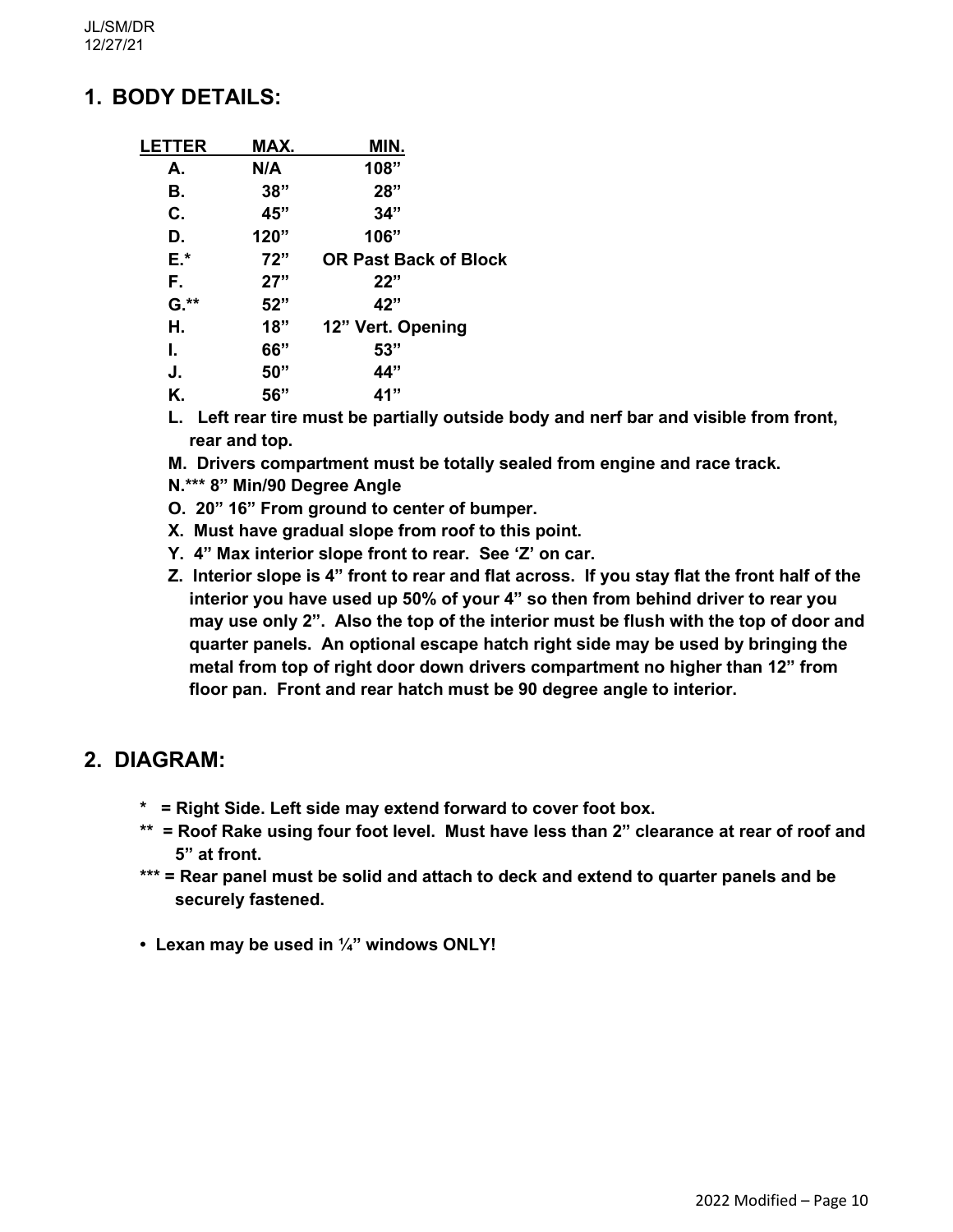JL/SM/DR
12/27/21

## 1. BODY DETAILS:

| LETTER | MAX. | MIN. |
|---|---|---|
| A. | N/A | 108” |
| B. | 38” | 28” |
| C. | 45” | 34” |
| D. | 120” | 106” |
| E.* | 72” | OR Past Back of Block |
| F. | 27” | 22” |
| G.** | 52” | 42” |
| H. | 18” | 12” Vert. Opening |
| I. | 66” | 53” |
| J. | 50” | 44” |
| K. | 56” | 41” |

**L.** Left rear tire must be partially outside body and nerf bar and visible from front, rear and top.

**M.** Drivers compartment must be totally sealed from engine and race track.

**N.*** 8” Min/90 Degree Angle**

**O.** 20” 16” From ground to center of bumper.

**X.** Must have gradual slope from roof to this point.

**Y.** 4” Max interior slope front to rear. See ‘Z’ on car.

**Z.** Interior slope is 4” front to rear and flat across. If you stay flat the front half of the interior you have used up 50% of your 4” so then from behind driver to rear you may use only 2”. Also the top of the interior must be flush with the top of door and quarter panels. An optional escape hatch right side may be used by bringing the metal from top of right door down drivers compartment no higher than 12” from floor pan. Front and rear hatch must be 90 degree angle to interior.

## 2. DIAGRAM:

- **\*** = Right Side. Left side may extend forward to cover foot box.
- **\*\*** = Roof Rake using four foot level. Must have less than 2” clearance at rear of roof and 5” at front.
- **\*\*\*** = Rear panel must be solid and attach to deck and extend to quarter panels and be securely fastened.

- **Lexan may be used in ¼” windows ONLY!**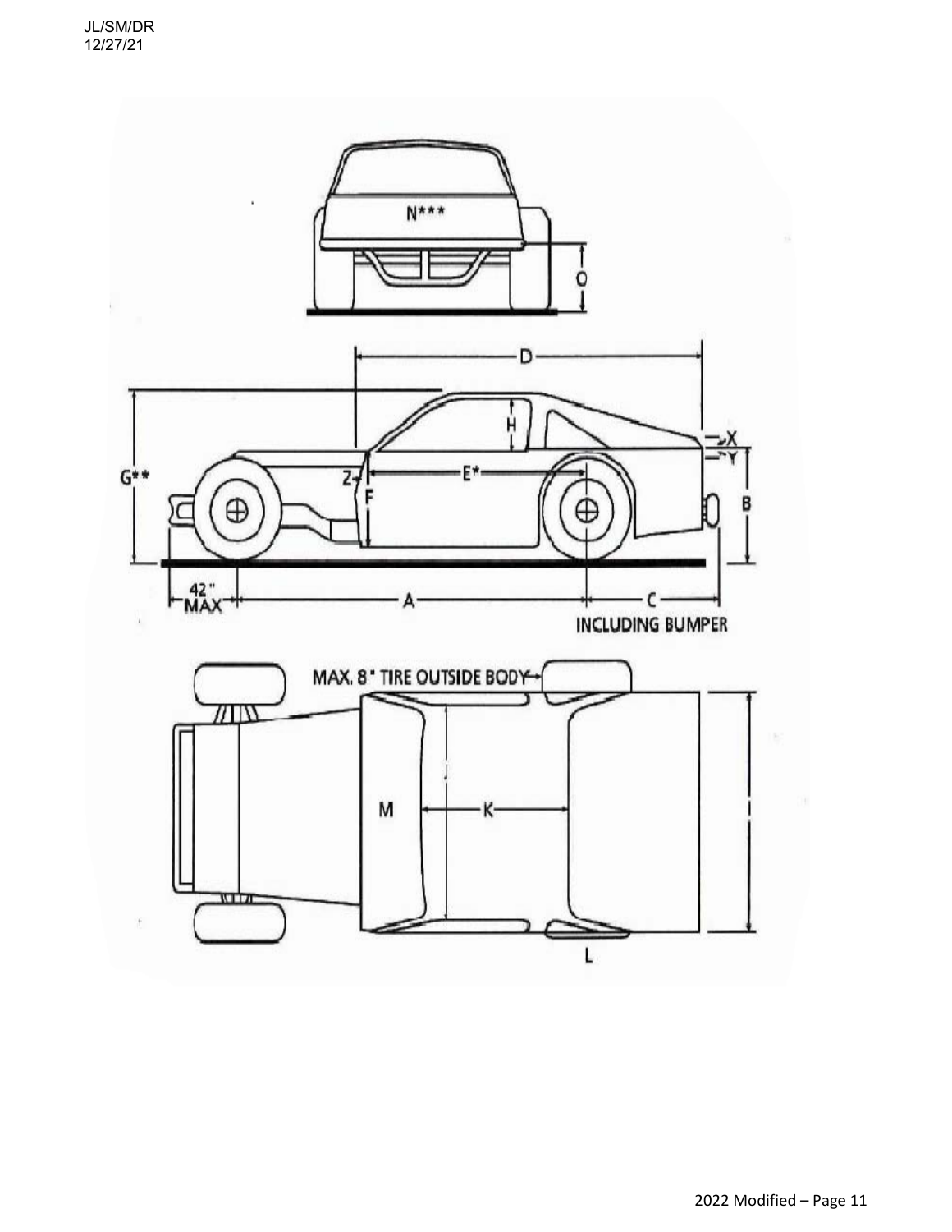N***

O

D

H

X

Y

G**

Z

F

E*

B

42"
MAX

A

C

INCLUDING BUMPER

MAX. 8" TIRE OUTSIDE BODY

M

K

L